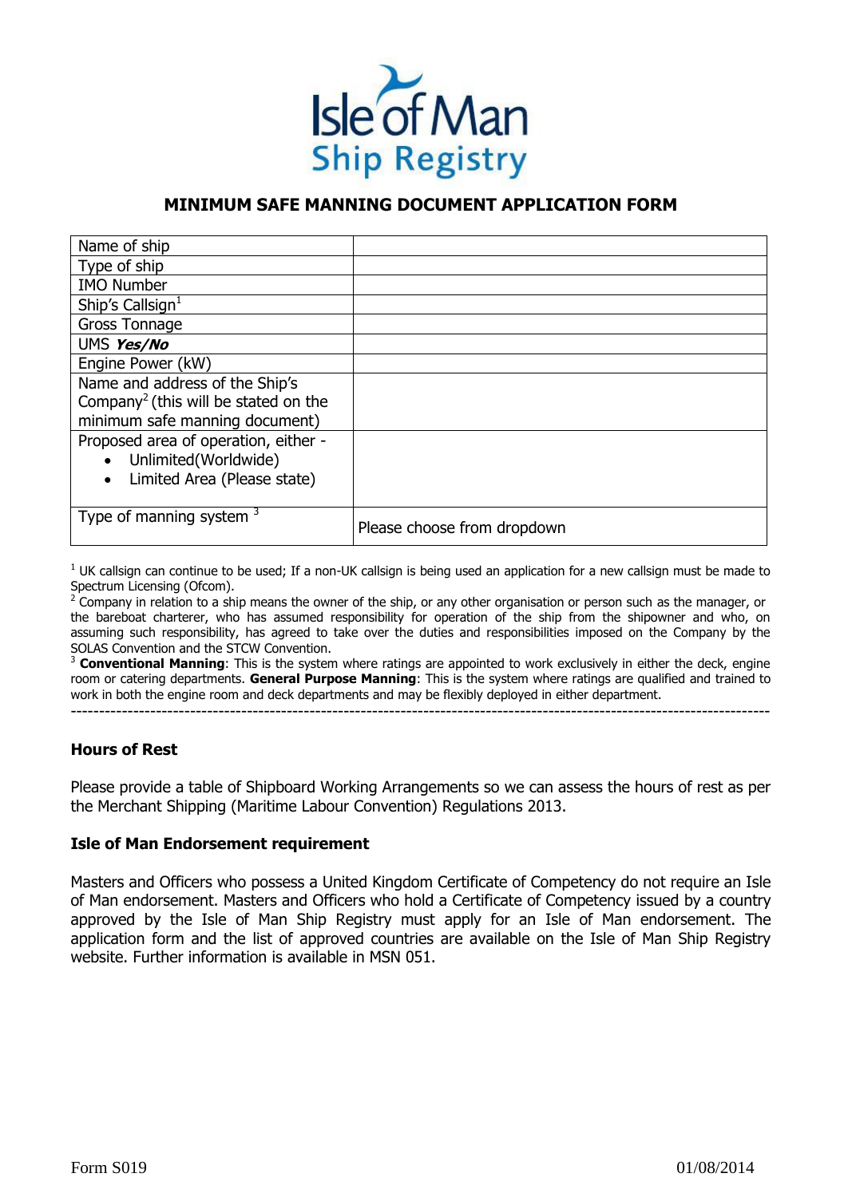Isle of Man
Ship Registry

# MINIMUM SAFE MANNING DOCUMENT APPLICATION FORM

| Name of ship | |
|---|---|
| Type of ship | |
| IMO Number | |
| Ship's Callsign[1] | |
| Gross Tonnage | |
| UMS ***Yes/No*** | |
| Engine Power (kW) | |
| Name and address of the Ship's Company[2] (this will be stated on the minimum safe manning document) | |
| Proposed area of operation, either - <br>• Unlimited(Worldwide) <br>• Limited Area (Please state) | |
| Type of manning system [3] | Please choose from dropdown |

[1] UK callsign can continue to be used; If a non-UK callsign is being used an application for a new callsign must be made to Spectrum Licensing (Ofcom).

[2] Company in relation to a ship means the owner of the ship, or any other organisation or person such as the manager, or the bareboat charterer, who has assumed responsibility for operation of the ship from the shipowner and who, on assuming such responsibility, has agreed to take over the duties and responsibilities imposed on the Company by the SOLAS Convention and the STCW Convention.

[3] **Conventional Manning**: This is the system where ratings are appointed to work exclusively in either the deck, engine room or catering departments. **General Purpose Manning**: This is the system where ratings are qualified and trained to work in both the engine room and deck departments and may be flexibly deployed in either department.

---

### Hours of Rest

Please provide a table of Shipboard Working Arrangements so we can assess the hours of rest as per the Merchant Shipping (Maritime Labour Convention) Regulations 2013.

### Isle of Man Endorsement requirement

Masters and Officers who possess a United Kingdom Certificate of Competency do not require an Isle of Man endorsement. Masters and Officers who hold a Certificate of Competency issued by a country approved by the Isle of Man Ship Registry must apply for an Isle of Man endorsement. The application form and the list of approved countries are available on the Isle of Man Ship Registry website. Further information is available in MSN 051.

Form S019 01/08/2014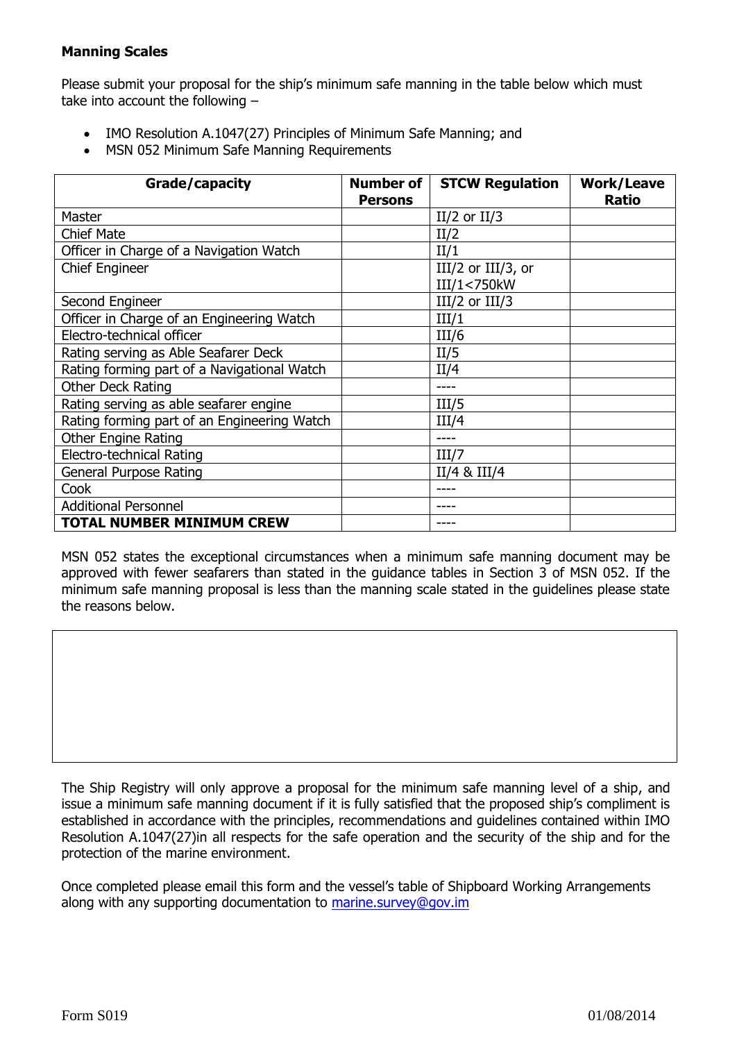**Manning Scales**

Please submit your proposal for the ship's minimum safe manning in the table below which must take into account the following –

- IMO Resolution A.1047(27) Principles of Minimum Safe Manning; and
- MSN 052 Minimum Safe Manning Requirements

| Grade/capacity | Number of Persons | STCW Regulation | Work/Leave Ratio |
|---|---|---|---|
| Master | | II/2 or II/3 | |
| Chief Mate | | II/2 | |
| Officer in Charge of a Navigation Watch | | II/1 | |
| Chief Engineer | | III/2 or III/3, or III/1<750kW | |
| Second Engineer | | III/2 or III/3 | |
| Officer in Charge of an Engineering Watch | | III/1 | |
| Electro-technical officer | | III/6 | |
| Rating serving as Able Seafarer Deck | | II/5 | |
| Rating forming part of a Navigational Watch | | II/4 | |
| Other Deck Rating | | ---- | |
| Rating serving as able seafarer engine | | III/5 | |
| Rating forming part of an Engineering Watch | | III/4 | |
| Other Engine Rating | | ---- | |
| Electro-technical Rating | | III/7 | |
| General Purpose Rating | | II/4 & III/4 | |
| Cook | | ---- | |
| Additional Personnel | | ---- | |
| **TOTAL NUMBER MINIMUM CREW** | | ---- | |

MSN 052 states the exceptional circumstances when a minimum safe manning document may be approved with fewer seafarers than stated in the guidance tables in Section 3 of MSN 052. If the minimum safe manning proposal is less than the manning scale stated in the guidelines please state the reasons below.

The Ship Registry will only approve a proposal for the minimum safe manning level of a ship, and issue a minimum safe manning document if it is fully satisfied that the proposed ship's compliment is established in accordance with the principles, recommendations and guidelines contained within IMO Resolution A.1047(27)in all respects for the safe operation and the security of the ship and for the protection of the marine environment.

Once completed please email this form and the vessel's table of Shipboard Working Arrangements along with any supporting documentation to marine.survey@gov.im

Form S019 01/08/2014